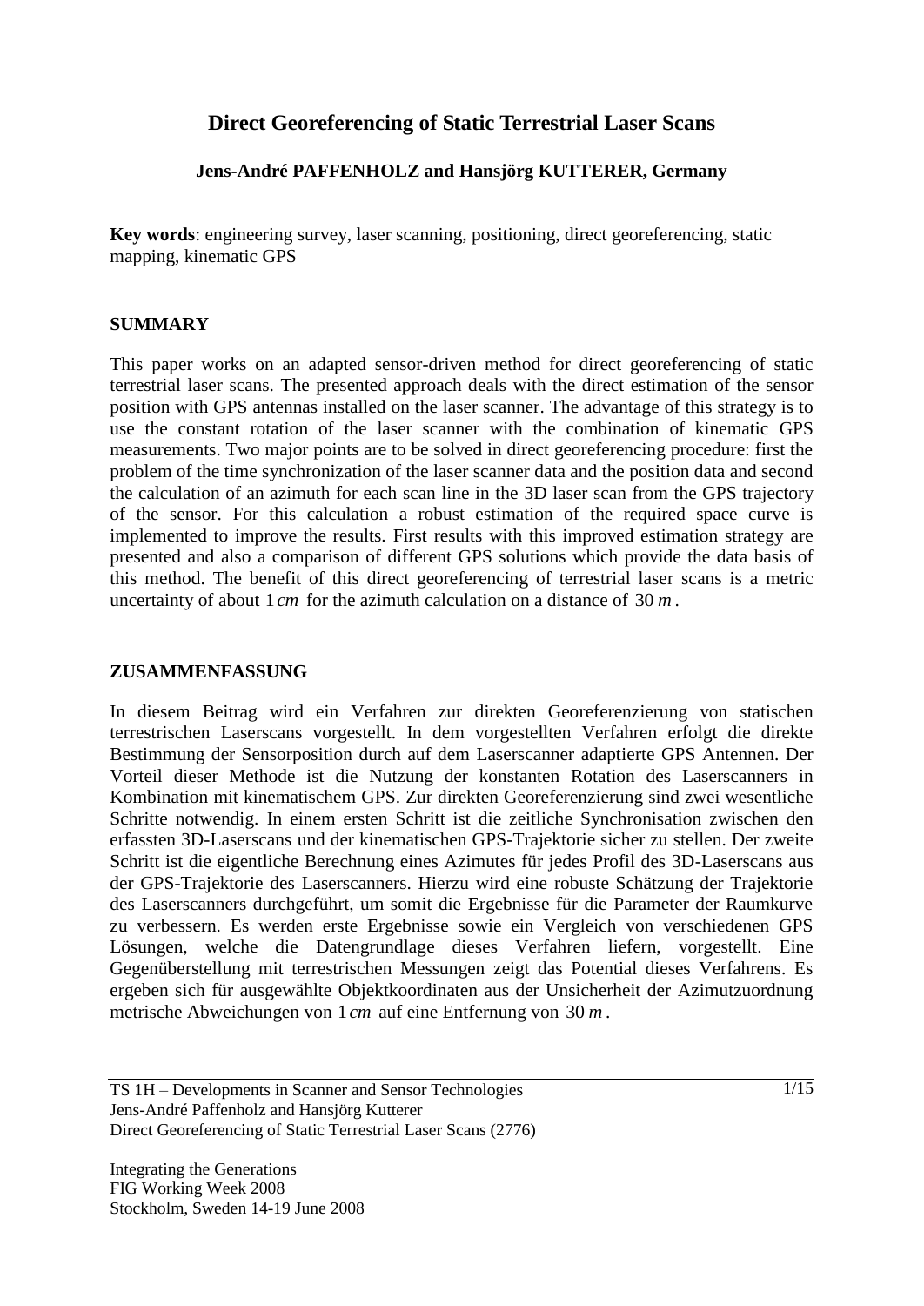# Direct Georeferencing of Static Terrestrial Laser Scans

**Jens-André PAFFENHOLZ and Hansjörg KUTTERER, Germany**

**Key words**: engineering survey, laser scanning, positioning, direct georeferencing, static mapping, kinematic GPS

## SUMMARY

This paper works on an adapted sensor-driven method for direct georeferencing of static terrestrial laser scans. The presented approach deals with the direct estimation of the sensor position with GPS antennas installed on the laser scanner. The advantage of this strategy is to use the constant rotation of the laser scanner with the combination of kinematic GPS measurements. Two major points are to be solved in direct georeferencing procedure: first the problem of the time synchronization of the laser scanner data and the position data and second the calculation of an azimuth for each scan line in the 3D laser scan from the GPS trajectory of the sensor. For this calculation a robust estimation of the required space curve is implemented to improve the results. First results with this improved estimation strategy are presented and also a comparison of different GPS solutions which provide the data basis of this method. The benefit of this direct georeferencing of terrestrial laser scans is a metric uncertainty of about $1\,cm$ for the azimuth calculation on a distance of $30\,m$.

## ZUSAMMENFASSUNG

In diesem Beitrag wird ein Verfahren zur direkten Georeferenzierung von statischen terrestrischen Laserscans vorgestellt. In dem vorgestellten Verfahren erfolgt die direkte Bestimmung der Sensorposition durch auf dem Laserscanner adaptierte GPS Antennen. Der Vorteil dieser Methode ist die Nutzung der konstanten Rotation des Laserscanners in Kombination mit kinematischem GPS. Zur direkten Georeferenzierung sind zwei wesentliche Schritte notwendig. In einem ersten Schritt ist die zeitliche Synchronisation zwischen den erfassten 3D-Laserscans und der kinematischen GPS-Trajektorie sicher zu stellen. Der zweite Schritt ist die eigentliche Berechnung eines Azimutes für jedes Profil des 3D-Laserscans aus der GPS-Trajektorie des Laserscanners. Hierzu wird eine robuste Schätzung der Trajektorie des Laserscanners durchgeführt, um somit die Ergebnisse für die Parameter der Raumkurve zu verbessern. Es werden erste Ergebnisse sowie ein Vergleich von verschiedenen GPS Lösungen, welche die Datengrundlage dieses Verfahren liefern, vorgestellt. Eine Gegenüberstellung mit terrestrischen Messungen zeigt das Potential dieses Verfahrens. Es ergeben sich für ausgewählte Objektkoordinaten aus der Unsicherheit der Azimutzuordnung metrische Abweichungen von $1\,cm$ auf eine Entfernung von $30\,m$.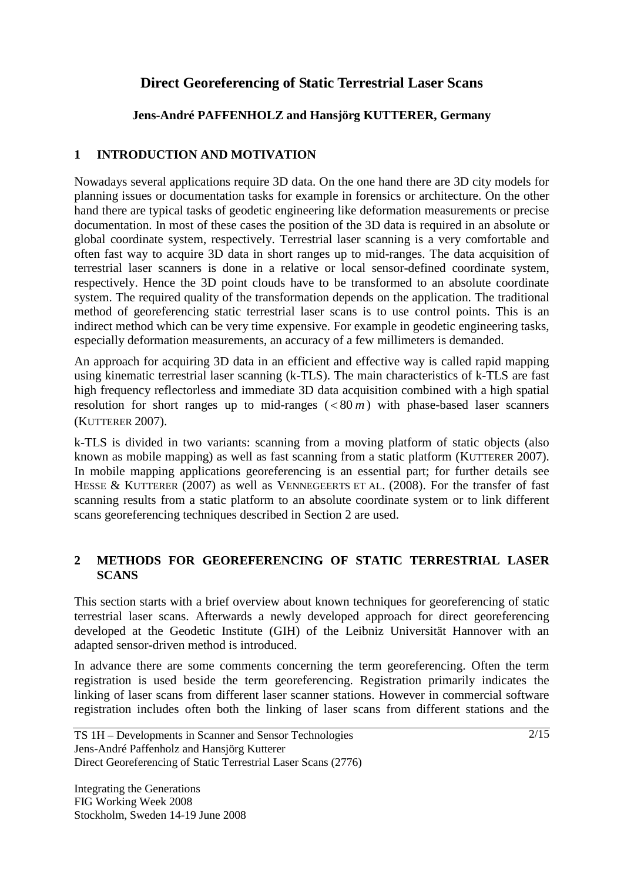# Direct Georeferencing of Static Terrestrial Laser Scans

**Jens-André PAFFENHOLZ and Hansjörg KUTTERER, Germany**

## 1 INTRODUCTION AND MOTIVATION

Nowadays several applications require 3D data. On the one hand there are 3D city models for planning issues or documentation tasks for example in forensics or architecture. On the other hand there are typical tasks of geodetic engineering like deformation measurements or precise documentation. In most of these cases the position of the 3D data is required in an absolute or global coordinate system, respectively. Terrestrial laser scanning is a very comfortable and often fast way to acquire 3D data in short ranges up to mid-ranges. The data acquisition of terrestrial laser scanners is done in a relative or local sensor-defined coordinate system, respectively. Hence the 3D point clouds have to be transformed to an absolute coordinate system. The required quality of the transformation depends on the application. The traditional method of georeferencing static terrestrial laser scans is to use control points. This is an indirect method which can be very time expensive. For example in geodetic engineering tasks, especially deformation measurements, an accuracy of a few millimeters is demanded.

An approach for acquiring 3D data in an efficient and effective way is called rapid mapping using kinematic terrestrial laser scanning (k-TLS). The main characteristics of k-TLS are fast high frequency reflectorless and immediate 3D data acquisition combined with a high spatial resolution for short ranges up to mid-ranges ($<80\,m$) with phase-based laser scanners (KUTTERER 2007).

k-TLS is divided in two variants: scanning from a moving platform of static objects (also known as mobile mapping) as well as fast scanning from a static platform (KUTTERER 2007). In mobile mapping applications georeferencing is an essential part; for further details see HESSE & KUTTERER (2007) as well as VENNEGEERTS ET AL. (2008). For the transfer of fast scanning results from a static platform to an absolute coordinate system or to link different scans georeferencing techniques described in Section 2 are used.

## 2 METHODS FOR GEOREFERENCING OF STATIC TERRESTRIAL LASER SCANS

This section starts with a brief overview about known techniques for georeferencing of static terrestrial laser scans. Afterwards a newly developed approach for direct georeferencing developed at the Geodetic Institute (GIH) of the Leibniz Universität Hannover with an adapted sensor-driven method is introduced.

In advance there are some comments concerning the term georeferencing. Often the term registration is used beside the term georeferencing. Registration primarily indicates the linking of laser scans from different laser scanner stations. However in commercial software registration includes often both the linking of laser scans from different stations and the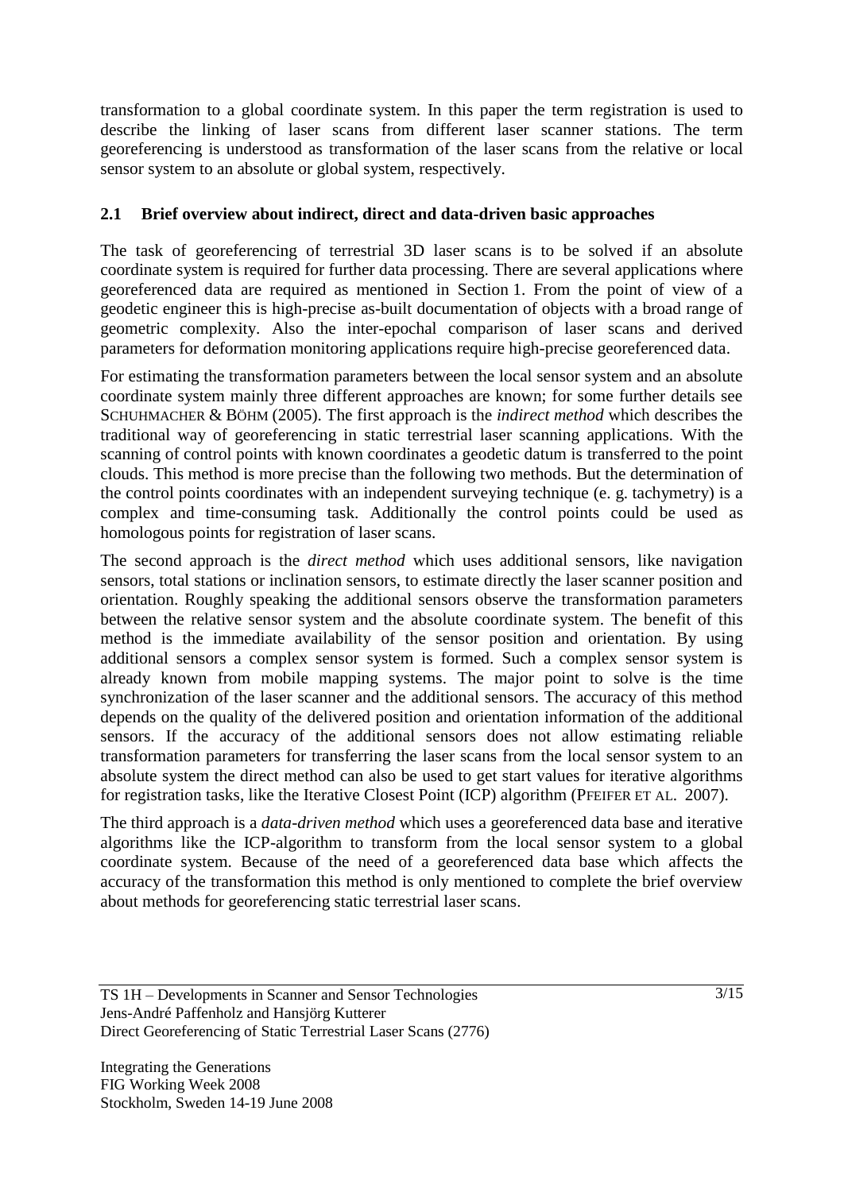transformation to a global coordinate system. In this paper the term registration is used to describe the linking of laser scans from different laser scanner stations. The term georeferencing is understood as transformation of the laser scans from the relative or local sensor system to an absolute or global system, respectively.

### 2.1 Brief overview about indirect, direct and data-driven basic approaches

The task of georeferencing of terrestrial 3D laser scans is to be solved if an absolute coordinate system is required for further data processing. There are several applications where georeferenced data are required as mentioned in Section 1. From the point of view of a geodetic engineer this is high-precise as-built documentation of objects with a broad range of geometric complexity. Also the inter-epochal comparison of laser scans and derived parameters for deformation monitoring applications require high-precise georeferenced data.

For estimating the transformation parameters between the local sensor system and an absolute coordinate system mainly three different approaches are known; for some further details see SCHUHMACHER & BÖHM (2005). The first approach is the *indirect method* which describes the traditional way of georeferencing in static terrestrial laser scanning applications. With the scanning of control points with known coordinates a geodetic datum is transferred to the point clouds. This method is more precise than the following two methods. But the determination of the control points coordinates with an independent surveying technique (e. g. tachymetry) is a complex and time-consuming task. Additionally the control points could be used as homologous points for registration of laser scans.

The second approach is the *direct method* which uses additional sensors, like navigation sensors, total stations or inclination sensors, to estimate directly the laser scanner position and orientation. Roughly speaking the additional sensors observe the transformation parameters between the relative sensor system and the absolute coordinate system. The benefit of this method is the immediate availability of the sensor position and orientation. By using additional sensors a complex sensor system is formed. Such a complex sensor system is already known from mobile mapping systems. The major point to solve is the time synchronization of the laser scanner and the additional sensors. The accuracy of this method depends on the quality of the delivered position and orientation information of the additional sensors. If the accuracy of the additional sensors does not allow estimating reliable transformation parameters for transferring the laser scans from the local sensor system to an absolute system the direct method can also be used to get start values for iterative algorithms for registration tasks, like the Iterative Closest Point (ICP) algorithm (PFEIFER ET AL. 2007).

The third approach is a *data-driven method* which uses a georeferenced data base and iterative algorithms like the ICP-algorithm to transform from the local sensor system to a global coordinate system. Because of the need of a georeferenced data base which affects the accuracy of the transformation this method is only mentioned to complete the brief overview about methods for georeferencing static terrestrial laser scans.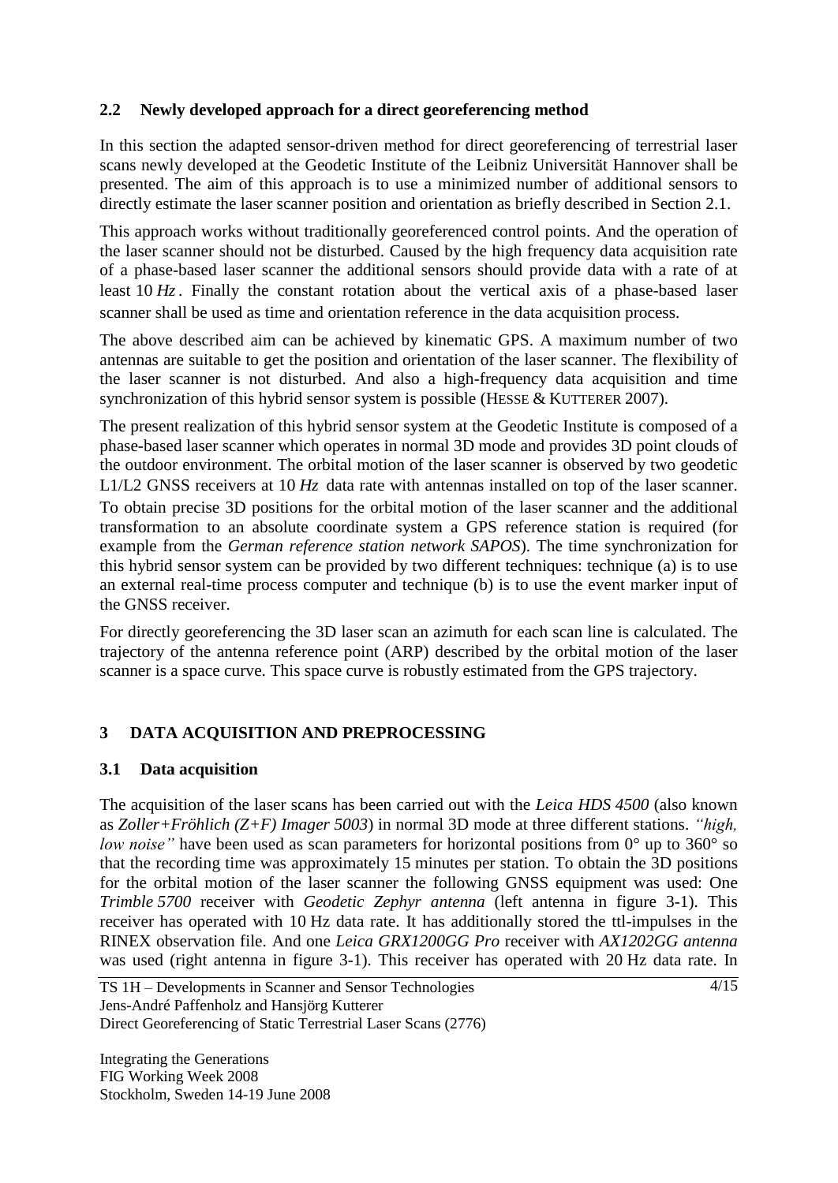## 2.2 Newly developed approach for a direct georeferencing method

In this section the adapted sensor-driven method for direct georeferencing of terrestrial laser scans newly developed at the Geodetic Institute of the Leibniz Universität Hannover shall be presented. The aim of this approach is to use a minimized number of additional sensors to directly estimate the laser scanner position and orientation as briefly described in Section 2.1.

This approach works without traditionally georeferenced control points. And the operation of the laser scanner should not be disturbed. Caused by the high frequency data acquisition rate of a phase-based laser scanner the additional sensors should provide data with a rate of at least $10\,Hz$. Finally the constant rotation about the vertical axis of a phase-based laser scanner shall be used as time and orientation reference in the data acquisition process.

The above described aim can be achieved by kinematic GPS. A maximum number of two antennas are suitable to get the position and orientation of the laser scanner. The flexibility of the laser scanner is not disturbed. And also a high-frequency data acquisition and time synchronization of this hybrid sensor system is possible (HESSE & KUTTERER 2007).

The present realization of this hybrid sensor system at the Geodetic Institute is composed of a phase-based laser scanner which operates in normal 3D mode and provides 3D point clouds of the outdoor environment. The orbital motion of the laser scanner is observed by two geodetic L1/L2 GNSS receivers at $10\,Hz$ data rate with antennas installed on top of the laser scanner. To obtain precise 3D positions for the orbital motion of the laser scanner and the additional transformation to an absolute coordinate system a GPS reference station is required (for example from the *German reference station network SAPOS*). The time synchronization for this hybrid sensor system can be provided by two different techniques: technique (a) is to use an external real-time process computer and technique (b) is to use the event marker input of the GNSS receiver.

For directly georeferencing the 3D laser scan an azimuth for each scan line is calculated. The trajectory of the antenna reference point (ARP) described by the orbital motion of the laser scanner is a space curve. This space curve is robustly estimated from the GPS trajectory.

# 3 DATA ACQUISITION AND PREPROCESSING

## 3.1 Data acquisition

The acquisition of the laser scans has been carried out with the *Leica HDS 4500* (also known as *Zoller+Fröhlich (Z+F) Imager 5003*) in normal 3D mode at three different stations. *"high, low noise"* have been used as scan parameters for horizontal positions from 0° up to 360° so that the recording time was approximately 15 minutes per station. To obtain the 3D positions for the orbital motion of the laser scanner the following GNSS equipment was used: One *Trimble 5700* receiver with *Geodetic Zephyr antenna* (left antenna in figure 3-1). This receiver has operated with 10 Hz data rate. It has additionally stored the ttl-impulses in the RINEX observation file. And one *Leica GRX1200GG Pro* receiver with *AX1202GG antenna* was used (right antenna in figure 3-1). This receiver has operated with 20 Hz data rate. In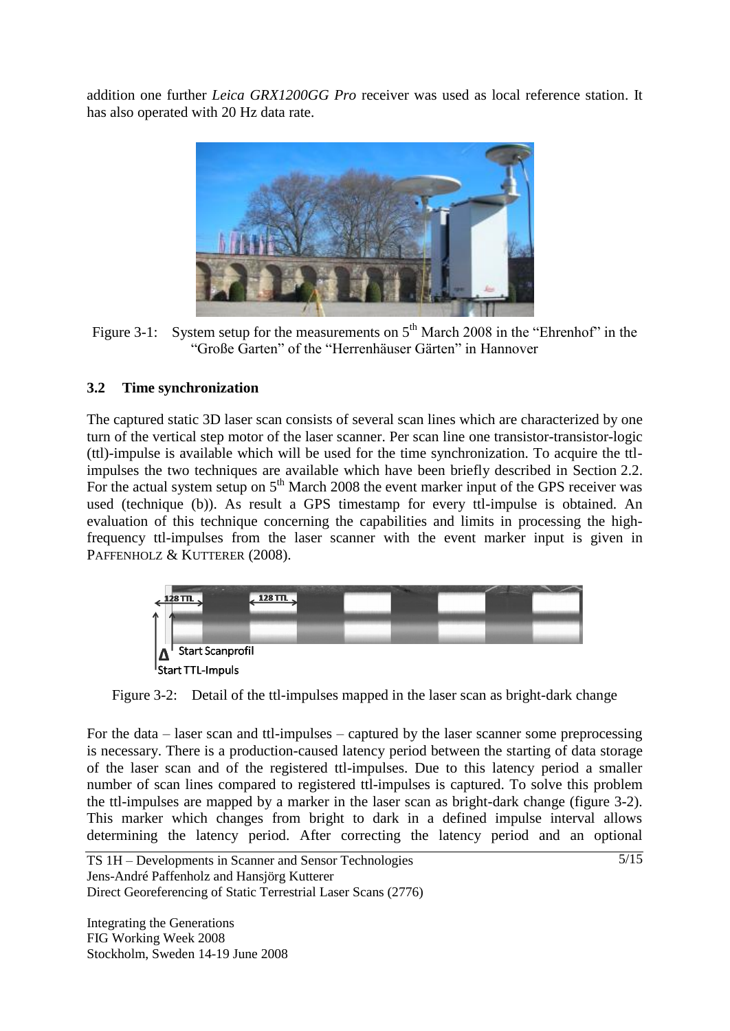addition one further *Leica GRX1200GG Pro* receiver was used as local reference station. It has also operated with 20 Hz data rate.

Figure 3-1: System setup for the measurements on 5th March 2008 in the "Ehrenhof" in the "Große Garten" of the "Herrenhäuser Gärten" in Hannover

## 3.2 Time synchronization

The captured static 3D laser scan consists of several scan lines which are characterized by one turn of the vertical step motor of the laser scanner. Per scan line one transistor-transistor-logic (ttl)-impulse is available which will be used for the time synchronization. To acquire the ttl-impulses the two techniques are available which have been briefly described in Section 2.2. For the actual system setup on 5th March 2008 the event marker input of the GPS receiver was used (technique (b)). As result a GPS timestamp for every ttl-impulse is obtained. An evaluation of this technique concerning the capabilities and limits in processing the high-frequency ttl-impulses from the laser scanner with the event marker input is given in PAFFENHOLZ & KUTTERER (2008).

Figure 3-2: Detail of the ttl-impulses mapped in the laser scan as bright-dark change

For the data – laser scan and ttl-impulses – captured by the laser scanner some preprocessing is necessary. There is a production-caused latency period between the starting of data storage of the laser scan and of the registered ttl-impulses. Due to this latency period a smaller number of scan lines compared to registered ttl-impulses is captured. To solve this problem the ttl-impulses are mapped by a marker in the laser scan as bright-dark change (figure 3-2). This marker which changes from bright to dark in a defined impulse interval allows determining the latency period. After correcting the latency period and an optional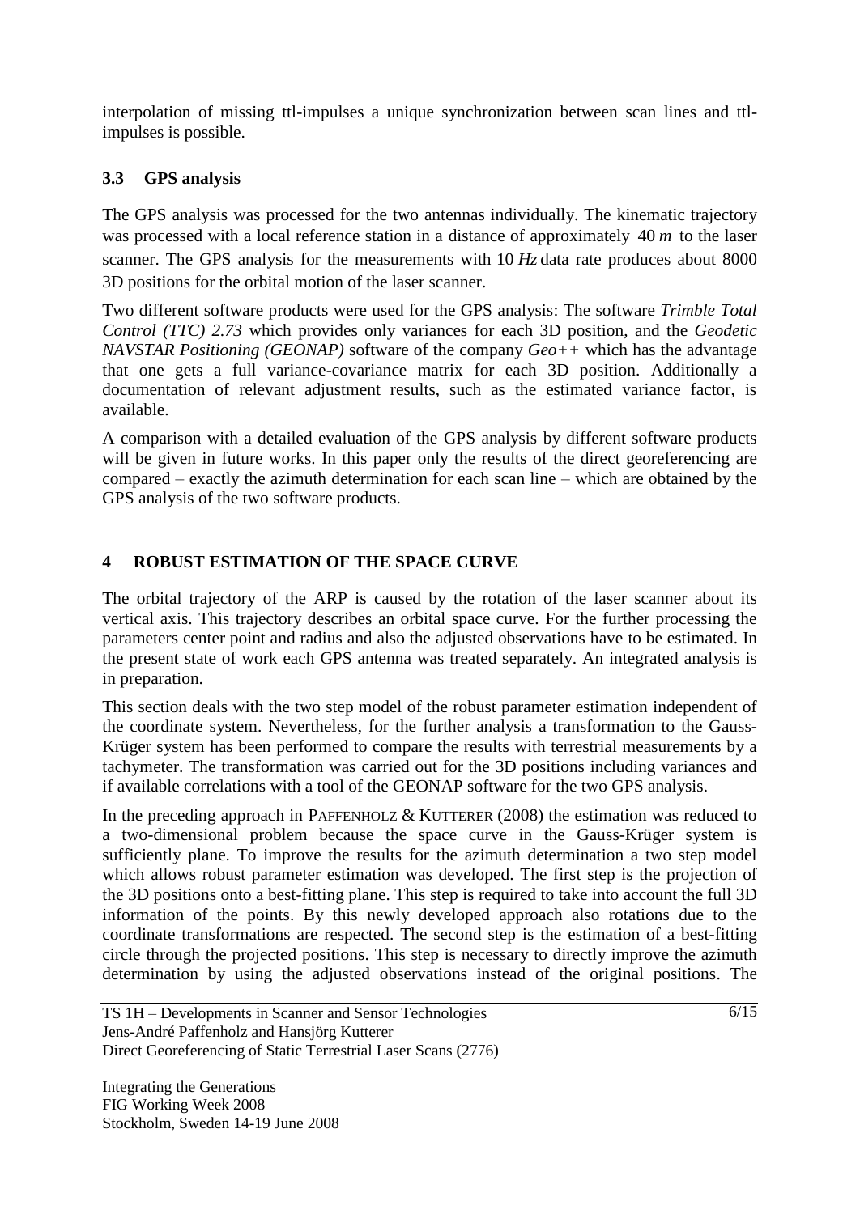interpolation of missing ttl-impulses a unique synchronization between scan lines and ttl-impulses is possible.

### 3.3 GPS analysis

The GPS analysis was processed for the two antennas individually. The kinematic trajectory was processed with a local reference station in a distance of approximately $40\,m$ to the laser scanner. The GPS analysis for the measurements with $10\,Hz$ data rate produces about 8000 3D positions for the orbital motion of the laser scanner.

Two different software products were used for the GPS analysis: The software *Trimble Total Control (TTC) 2.73* which provides only variances for each 3D position, and the *Geodetic NAVSTAR Positioning (GEONAP)* software of the company *Geo++* which has the advantage that one gets a full variance-covariance matrix for each 3D position. Additionally a documentation of relevant adjustment results, such as the estimated variance factor, is available.

A comparison with a detailed evaluation of the GPS analysis by different software products will be given in future works. In this paper only the results of the direct georeferencing are compared – exactly the azimuth determination for each scan line – which are obtained by the GPS analysis of the two software products.

## 4 ROBUST ESTIMATION OF THE SPACE CURVE

The orbital trajectory of the ARP is caused by the rotation of the laser scanner about its vertical axis. This trajectory describes an orbital space curve. For the further processing the parameters center point and radius and also the adjusted observations have to be estimated. In the present state of work each GPS antenna was treated separately. An integrated analysis is in preparation.

This section deals with the two step model of the robust parameter estimation independent of the coordinate system. Nevertheless, for the further analysis a transformation to the Gauss-Krüger system has been performed to compare the results with terrestrial measurements by a tachymeter. The transformation was carried out for the 3D positions including variances and if available correlations with a tool of the GEONAP software for the two GPS analysis.

In the preceding approach in PAFFENHOLZ & KUTTERER (2008) the estimation was reduced to a two-dimensional problem because the space curve in the Gauss-Krüger system is sufficiently plane. To improve the results for the azimuth determination a two step model which allows robust parameter estimation was developed. The first step is the projection of the 3D positions onto a best-fitting plane. This step is required to take into account the full 3D information of the points. By this newly developed approach also rotations due to the coordinate transformations are respected. The second step is the estimation of a best-fitting circle through the projected positions. This step is necessary to directly improve the azimuth determination by using the adjusted observations instead of the original positions. The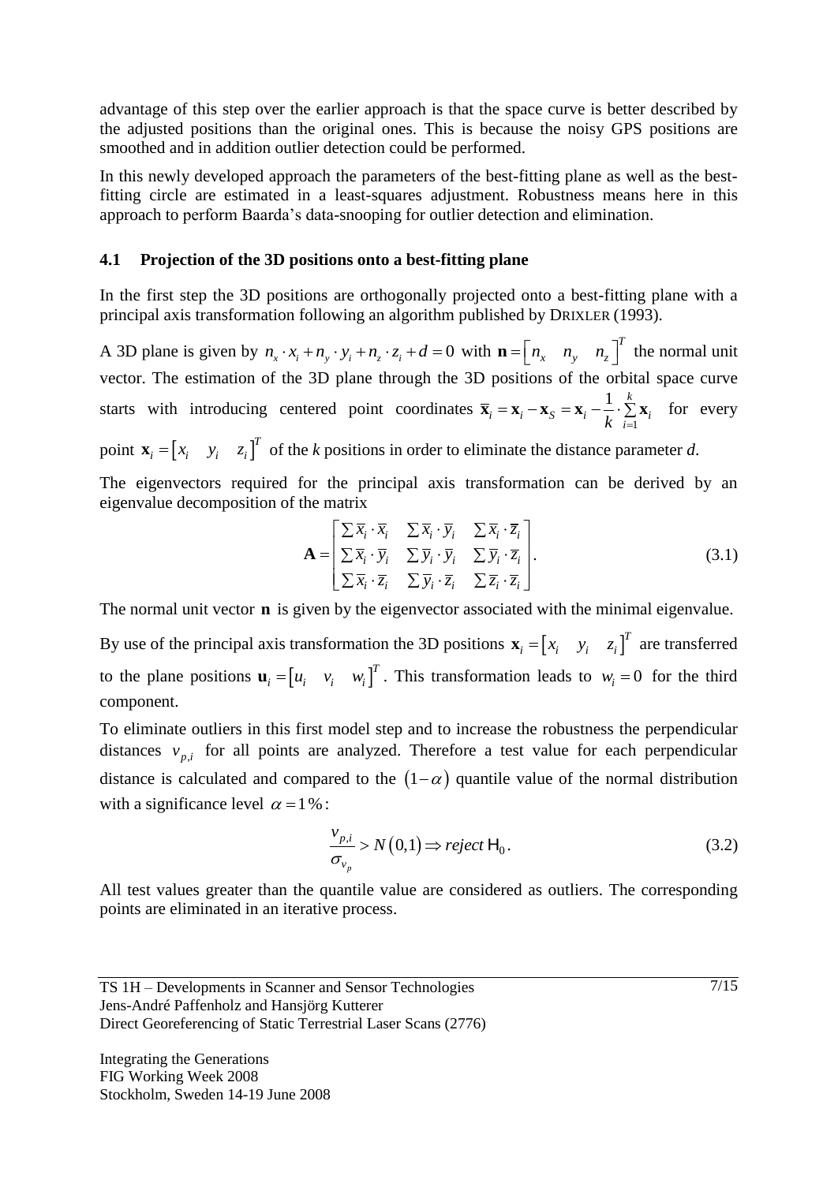advantage of this step over the earlier approach is that the space curve is better described by the adjusted positions than the original ones. This is because the noisy GPS positions are smoothed and in addition outlier detection could be performed.

In this newly developed approach the parameters of the best-fitting plane as well as the best-fitting circle are estimated in a least-squares adjustment. Robustness means here in this approach to perform Baarda's data-snooping for outlier detection and elimination.

### 4.1 Projection of the 3D positions onto a best-fitting plane

In the first step the 3D positions are orthogonally projected onto a best-fitting plane with a principal axis transformation following an algorithm published by DRIXLER (1993).

A 3D plane is given by $n_x \cdot x_i + n_y \cdot y_i + n_z \cdot z_i + d = 0$ with $\mathbf{n} = \begin{bmatrix} n_x & n_y & n_z \end{bmatrix}^T$ the normal unit vector. The estimation of the 3D plane through the 3D positions of the orbital space curve starts with introducing centered point coordinates $\overline{\mathbf{x}}_i = \mathbf{x}_i - \mathbf{x}_S = \mathbf{x}_i - \frac{1}{k} \cdot \sum_{i=1}^{k} \mathbf{x}_i$ for every point $\mathbf{x}_i = \begin{bmatrix} x_i & y_i & z_i \end{bmatrix}^T$ of the *k* positions in order to eliminate the distance parameter *d*.

The eigenvectors required for the principal axis transformation can be derived by an eigenvalue decomposition of the matrix

$$\mathbf{A} = \begin{bmatrix} \sum \overline{x}_i \cdot \overline{x}_i & \sum \overline{x}_i \cdot \overline{y}_i & \sum \overline{x}_i \cdot \overline{z}_i \\ \sum \overline{x}_i \cdot \overline{y}_i & \sum \overline{y}_i \cdot \overline{y}_i & \sum \overline{y}_i \cdot \overline{z}_i \\ \sum \overline{x}_i \cdot \overline{z}_i & \sum \overline{y}_i \cdot \overline{z}_i & \sum \overline{z}_i \cdot \overline{z}_i \end{bmatrix}. \tag{3.1}$$

The normal unit vector $\mathbf{n}$ is given by the eigenvector associated with the minimal eigenvalue.

By use of the principal axis transformation the 3D positions $\mathbf{x}_i = \begin{bmatrix} x_i & y_i & z_i \end{bmatrix}^T$ are transferred to the plane positions $\mathbf{u}_i = \begin{bmatrix} u_i & v_i & w_i \end{bmatrix}^T$. This transformation leads to $w_i = 0$ for the third component.

To eliminate outliers in this first model step and to increase the robustness the perpendicular distances $v_{p,i}$ for all points are analyzed. Therefore a test value for each perpendicular distance is calculated and compared to the $(1-\alpha)$ quantile value of the normal distribution with a significance level $\alpha = 1\%$:

$$\frac{v_{p,i}}{\sigma_{v_p}} > N(0,1) \Rightarrow reject\ \mathsf{H}_0. \tag{3.2}$$

All test values greater than the quantile value are considered as outliers. The corresponding points are eliminated in an iterative process.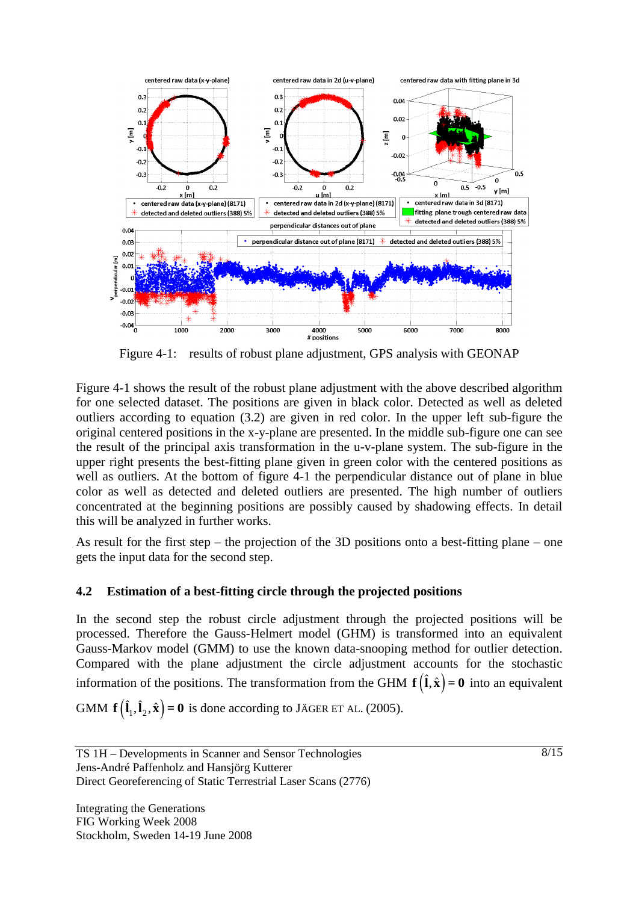Figure 4-1: results of robust plane adjustment, GPS analysis with GEONAP

Figure 4-1 shows the result of the robust plane adjustment with the above described algorithm for one selected dataset. The positions are given in black color. Detected as well as deleted outliers according to equation (3.2) are given in red color. In the upper left sub-figure the original centered positions in the x-y-plane are presented. In the middle sub-figure one can see the result of the principal axis transformation in the u-v-plane system. The sub-figure in the upper right presents the best-fitting plane given in green color with the centered positions as well as outliers. At the bottom of figure 4-1 the perpendicular distance out of plane in blue color as well as detected and deleted outliers are presented. The high number of outliers concentrated at the beginning positions are possibly caused by shadowing effects. In detail this will be analyzed in further works.

As result for the first step – the projection of the 3D positions onto a best-fitting plane – one gets the input data for the second step.

## 4.2 Estimation of a best-fitting circle through the projected positions

In the second step the robust circle adjustment through the projected positions will be processed. Therefore the Gauss-Helmert model (GHM) is transformed into an equivalent Gauss-Markov model (GMM) to use the known data-snooping method for outlier detection. Compared with the plane adjustment the circle adjustment accounts for the stochastic information of the positions. The transformation from the GHM $\mathbf{f}\left(\hat{\mathbf{l}},\hat{\mathbf{x}}\right)=\mathbf{0}$ into an equivalent GMM $\mathbf{f}\left(\hat{\mathbf{l}}_1,\hat{\mathbf{l}}_2,\hat{\mathbf{x}}\right)=\mathbf{0}$ is done according to JÄGER ET AL. (2005).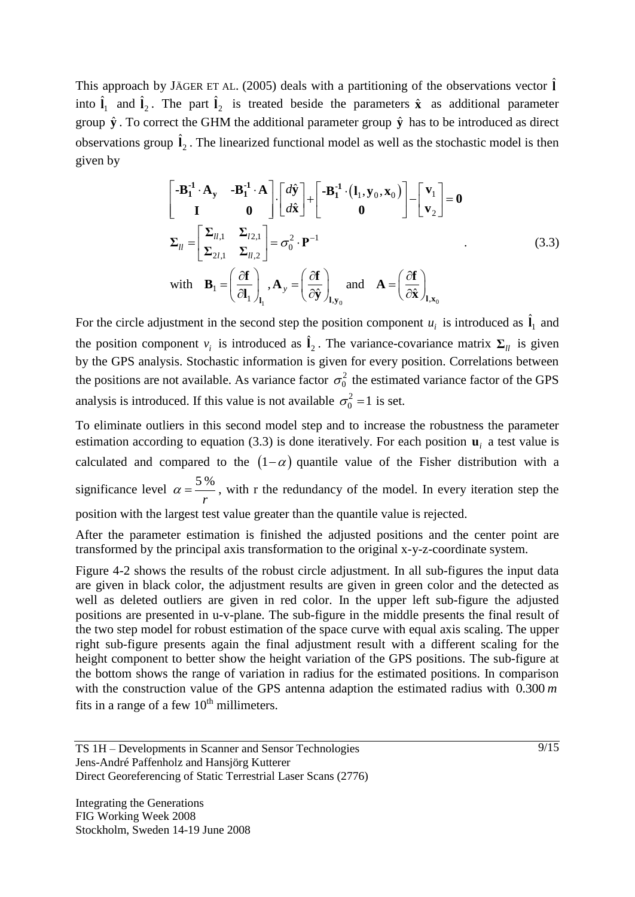This approach by JÄGER ET AL. (2005) deals with a partitioning of the observations vector $\hat{\mathbf{l}}$ into $\hat{\mathbf{l}}_1$ and $\hat{\mathbf{l}}_2$. The part $\hat{\mathbf{l}}_2$ is treated beside the parameters $\hat{\mathbf{x}}$ as additional parameter group $\hat{\mathbf{y}}$. To correct the GHM the additional parameter group $\hat{\mathbf{y}}$ has to be introduced as direct observations group $\hat{\mathbf{l}}_2$. The linearized functional model as well as the stochastic model is then given by

$$
\begin{aligned}
&\begin{bmatrix} -\mathbf{B}_1^{-1} \cdot \mathbf{A}_y & -\mathbf{B}_1^{-1} \cdot \mathbf{A} \\ \mathbf{I} & \mathbf{0} \end{bmatrix} \cdot \begin{bmatrix} d\hat{\mathbf{y}} \\ d\hat{\mathbf{x}} \end{bmatrix} + \begin{bmatrix} -\mathbf{B}_1^{-1} \cdot \left(\mathbf{l}_1, \mathbf{y}_0, \mathbf{x}_0\right) \\ \mathbf{0} \end{bmatrix} - \begin{bmatrix} \mathbf{v}_1 \\ \mathbf{v}_2 \end{bmatrix} = \mathbf{0} \\
&\mathbf{\Sigma}_{ll} = \begin{bmatrix} \mathbf{\Sigma}_{ll,1} & \mathbf{\Sigma}_{l2,1} \\ \mathbf{\Sigma}_{2l,1} & \mathbf{\Sigma}_{ll,2} \end{bmatrix} = \sigma_0^2 \cdot \mathbf{P}^{-1} \\
&\text{with} \quad \mathbf{B}_1 = \left(\frac{\partial \mathbf{f}}{\partial \mathbf{l}_1}\right)_{\mathbf{l}_1}, \mathbf{A}_y = \left(\frac{\partial \mathbf{f}}{\partial \hat{\mathbf{y}}}\right)_{\mathbf{l},\mathbf{y}_0} \text{ and } \mathbf{A} = \left(\frac{\partial \mathbf{f}}{\partial \hat{\mathbf{x}}}\right)_{\mathbf{l},\mathbf{x}_0}
\end{aligned}
\quad (3.3)
$$

For the circle adjustment in the second step the position component $u_i$ is introduced as $\hat{\mathbf{l}}_1$ and the position component $v_i$ is introduced as $\hat{\mathbf{l}}_2$. The variance-covariance matrix $\mathbf{\Sigma}_{ll}$ is given by the GPS analysis. Stochastic information is given for every position. Correlations between the positions are not available. As variance factor $\sigma_0^2$ the estimated variance factor of the GPS analysis is introduced. If this value is not available $\sigma_0^2 = 1$ is set.

To eliminate outliers in this second model step and to increase the robustness the parameter estimation according to equation (3.3) is done iteratively. For each position $\mathbf{u}_i$ a test value is calculated and compared to the $(1-\alpha)$ quantile value of the Fisher distribution with a significance level $\alpha = \frac{5\,\%}{r}$, with r the redundancy of the model. In every iteration step the position with the largest test value greater than the quantile value is rejected.

After the parameter estimation is finished the adjusted positions and the center point are transformed by the principal axis transformation to the original x-y-z-coordinate system.

Figure 4-2 shows the results of the robust circle adjustment. In all sub-figures the input data are given in black color, the adjustment results are given in green color and the detected as well as deleted outliers are given in red color. In the upper left sub-figure the adjusted positions are presented in u-v-plane. The sub-figure in the middle presents the final result of the two step model for robust estimation of the space curve with equal axis scaling. The upper right sub-figure presents again the final adjustment result with a different scaling for the height component to better show the height variation of the GPS positions. The sub-figure at the bottom shows the range of variation in radius for the estimated positions. In comparison with the construction value of the GPS antenna adaption the estimated radius with $0.300\,m$ fits in a range of a few $10^{th}$ millimeters.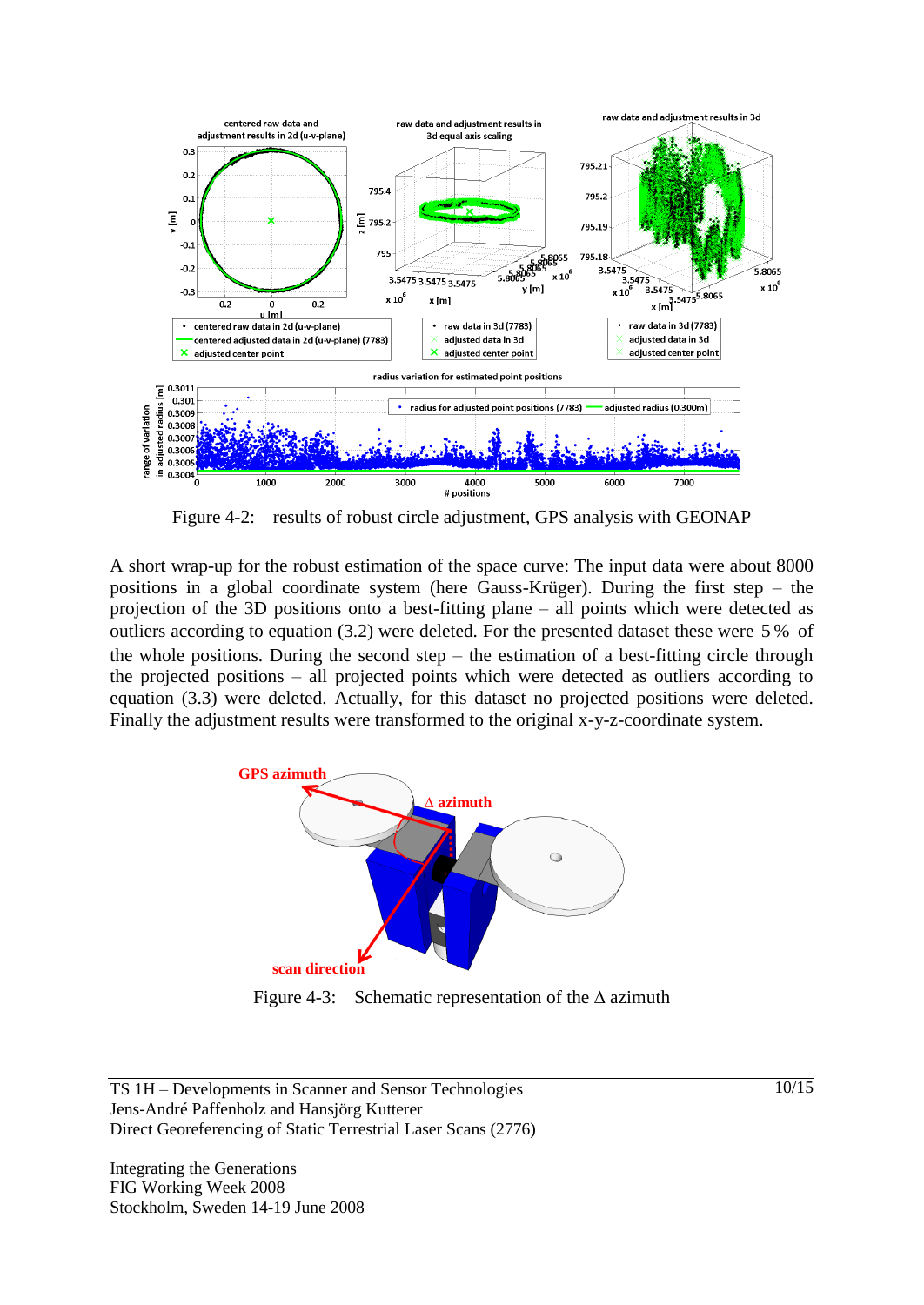Figure 4-2: results of robust circle adjustment, GPS analysis with GEONAP

A short wrap-up for the robust estimation of the space curve: The input data were about 8000 positions in a global coordinate system (here Gauss-Krüger). During the first step – the projection of the 3D positions onto a best-fitting plane – all points which were detected as outliers according to equation (3.2) were deleted. For the presented dataset these were 5 % of the whole positions. During the second step – the estimation of a best-fitting circle through the projected positions – all projected points which were detected as outliers according to equation (3.3) were deleted. Actually, for this dataset no projected positions were deleted. Finally the adjustment results were transformed to the original x-y-z-coordinate system.

Figure 4-3: Schematic representation of the Δ azimuth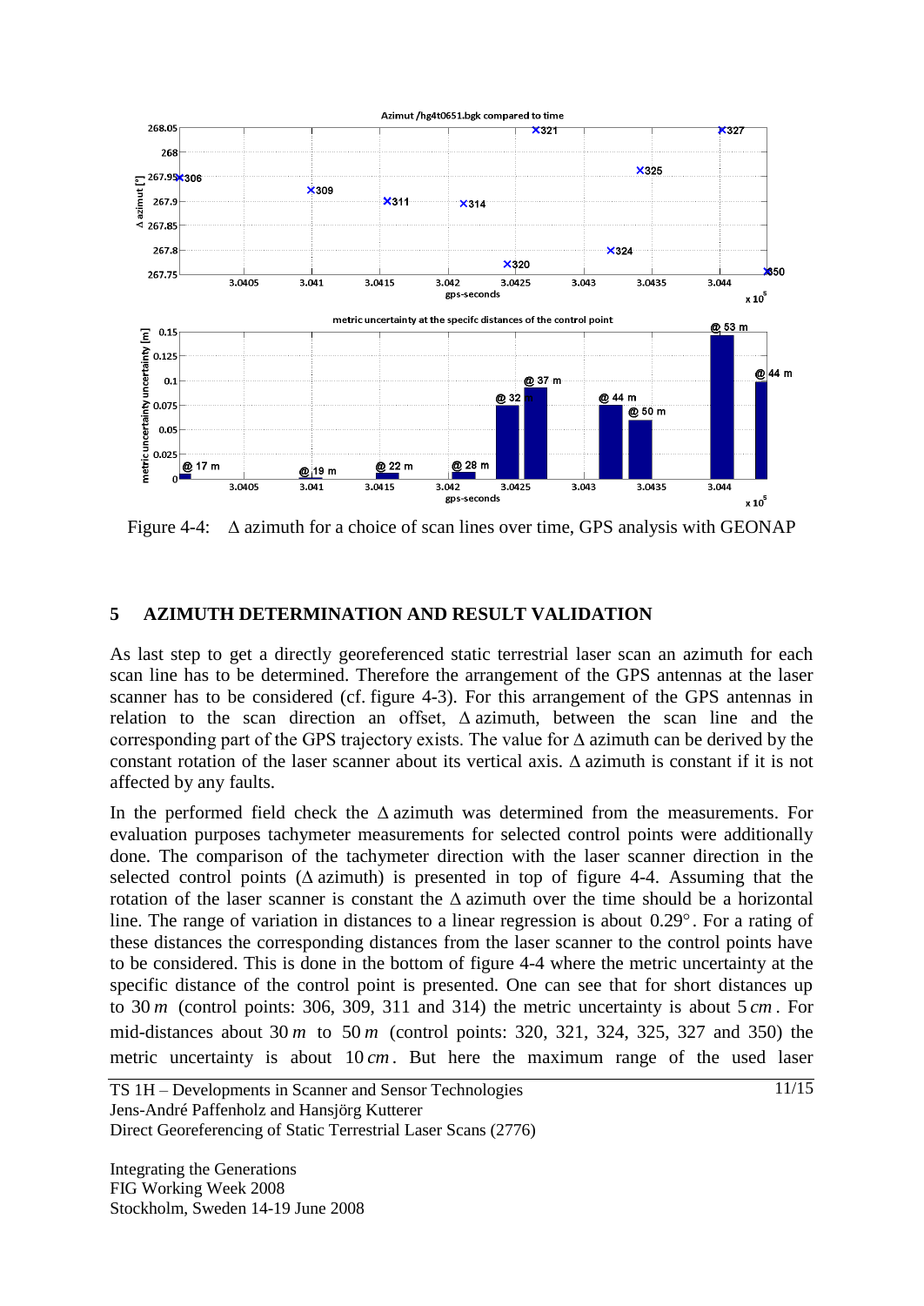Figure 4-4: $\Delta$ azimuth for a choice of scan lines over time, GPS analysis with GEONAP

## 5 AZIMUTH DETERMINATION AND RESULT VALIDATION

As last step to get a directly georeferenced static terrestrial laser scan an azimuth for each scan line has to be determined. Therefore the arrangement of the GPS antennas at the laser scanner has to be considered (cf. figure 4-3). For this arrangement of the GPS antennas in relation to the scan direction an offset, $\Delta$ azimuth, between the scan line and the corresponding part of the GPS trajectory exists. The value for $\Delta$ azimuth can be derived by the constant rotation of the laser scanner about its vertical axis. $\Delta$ azimuth is constant if it is not affected by any faults.

In the performed field check the $\Delta$ azimuth was determined from the measurements. For evaluation purposes tachymeter measurements for selected control points were additionally done. The comparison of the tachymeter direction with the laser scanner direction in the selected control points ($\Delta$ azimuth) is presented in top of figure 4-4. Assuming that the rotation of the laser scanner is constant the $\Delta$ azimuth over the time should be a horizontal line. The range of variation in distances to a linear regression is about $0.29°$. For a rating of these distances the corresponding distances from the laser scanner to the control points have to be considered. This is done in the bottom of figure 4-4 where the metric uncertainty at the specific distance of the control point is presented. One can see that for short distances up to $30\,m$ (control points: 306, 309, 311 and 314) the metric uncertainty is about $5\,cm$. For mid-distances about $30\,m$ to $50\,m$ (control points: 320, 321, 324, 325, 327 and 350) the metric uncertainty is about $10\,cm$. But here the maximum range of the used laser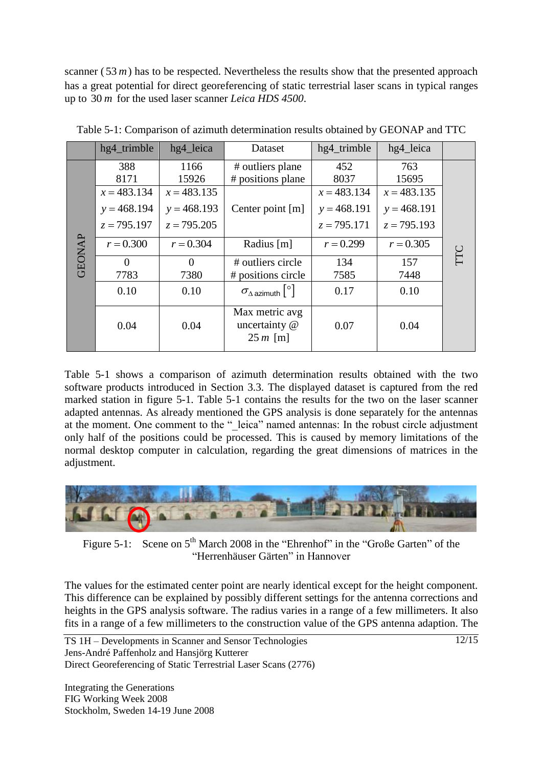scanner ($53\,m$) has to be respected. Nevertheless the results show that the presented approach has a great potential for direct georeferencing of static terrestrial laser scans in typical ranges up to $30\,m$ for the used laser scanner *Leica HDS 4500*.

Table 5-1: Comparison of azimuth determination results obtained by GEONAP and TTC

| | hg4_trimble | hg4_leica | Dataset | hg4_trimble | hg4_leica | |
|---|---|---|---|---|---|---|
| GEONAP | 388<br>8171 | 1166<br>15926 | # outliers plane<br># positions plane | 452<br>8037 | 763<br>15695 | TTC |
| | $x = 483.134$<br>$y = 468.194$<br>$z = 795.197$ | $x = 483.135$<br>$y = 468.193$<br>$z = 795.205$ | Center point [m] | $x = 483.134$<br>$y = 468.191$<br>$z = 795.171$ | $x = 483.135$<br>$y = 468.191$<br>$z = 795.193$ | |
| | $r = 0.300$ | $r = 0.304$ | Radius [m] | $r = 0.299$ | $r = 0.305$ | |
| | 0<br>7783 | 0<br>7380 | # outliers circle<br># positions circle | 134<br>7585 | 157<br>7448 | |
| | 0.10 | 0.10 | $\sigma_{\Delta\,\text{azimuth}}\,[^\circ]$ | 0.17 | 0.10 | |
| | 0.04 | 0.04 | Max metric avg uncertainty @ $25\,m$ [m] | 0.07 | 0.04 | |

Table 5-1 shows a comparison of azimuth determination results obtained with the two software products introduced in Section 3.3. The displayed dataset is captured from the red marked station in figure 5-1. Table 5-1 contains the results for the two on the laser scanner adapted antennas. As already mentioned the GPS analysis is done separately for the antennas at the moment. One comment to the "_leica" named antennas: In the robust circle adjustment only half of the positions could be processed. This is caused by memory limitations of the normal desktop computer in calculation, regarding the great dimensions of matrices in the adjustment.

Figure 5-1: Scene on 5th March 2008 in the "Ehrenhof" in the "Große Garten" of the "Herrenhäuser Gärten" in Hannover

The values for the estimated center point are nearly identical except for the height component. This difference can be explained by possibly different settings for the antenna corrections and heights in the GPS analysis software. The radius varies in a range of a few millimeters. It also fits in a range of a few millimeters to the construction value of the GPS antenna adaption. The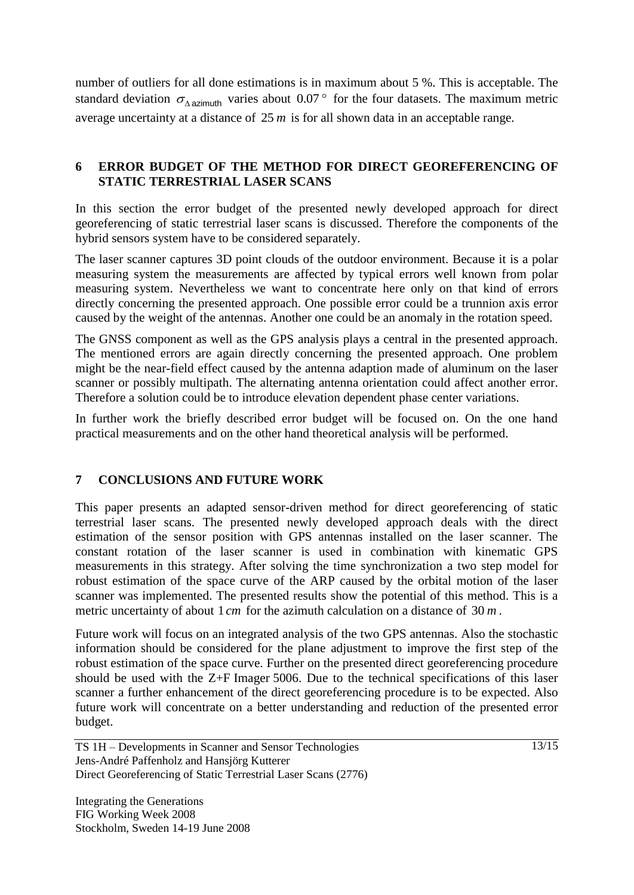number of outliers for all done estimations is in maximum about 5 %. This is acceptable. The standard deviation $\sigma_{\Delta \text{azimuth}}$ varies about $0.07\,^{\circ}$ for the four datasets. The maximum metric average uncertainty at a distance of $25\,m$ is for all shown data in an acceptable range.

## 6 ERROR BUDGET OF THE METHOD FOR DIRECT GEOREFERENCING OF STATIC TERRESTRIAL LASER SCANS

In this section the error budget of the presented newly developed approach for direct georeferencing of static terrestrial laser scans is discussed. Therefore the components of the hybrid sensors system have to be considered separately.

The laser scanner captures 3D point clouds of the outdoor environment. Because it is a polar measuring system the measurements are affected by typical errors well known from polar measuring system. Nevertheless we want to concentrate here only on that kind of errors directly concerning the presented approach. One possible error could be a trunnion axis error caused by the weight of the antennas. Another one could be an anomaly in the rotation speed.

The GNSS component as well as the GPS analysis plays a central in the presented approach. The mentioned errors are again directly concerning the presented approach. One problem might be the near-field effect caused by the antenna adaption made of aluminum on the laser scanner or possibly multipath. The alternating antenna orientation could affect another error. Therefore a solution could be to introduce elevation dependent phase center variations.

In further work the briefly described error budget will be focused on. On the one hand practical measurements and on the other hand theoretical analysis will be performed.

## 7 CONCLUSIONS AND FUTURE WORK

This paper presents an adapted sensor-driven method for direct georeferencing of static terrestrial laser scans. The presented newly developed approach deals with the direct estimation of the sensor position with GPS antennas installed on the laser scanner. The constant rotation of the laser scanner is used in combination with kinematic GPS measurements in this strategy. After solving the time synchronization a two step model for robust estimation of the space curve of the ARP caused by the orbital motion of the laser scanner was implemented. The presented results show the potential of this method. This is a metric uncertainty of about $1\,cm$ for the azimuth calculation on a distance of $30\,m$.

Future work will focus on an integrated analysis of the two GPS antennas. Also the stochastic information should be considered for the plane adjustment to improve the first step of the robust estimation of the space curve. Further on the presented direct georeferencing procedure should be used with the Z+F Imager 5006. Due to the technical specifications of this laser scanner a further enhancement of the direct georeferencing procedure is to be expected. Also future work will concentrate on a better understanding and reduction of the presented error budget.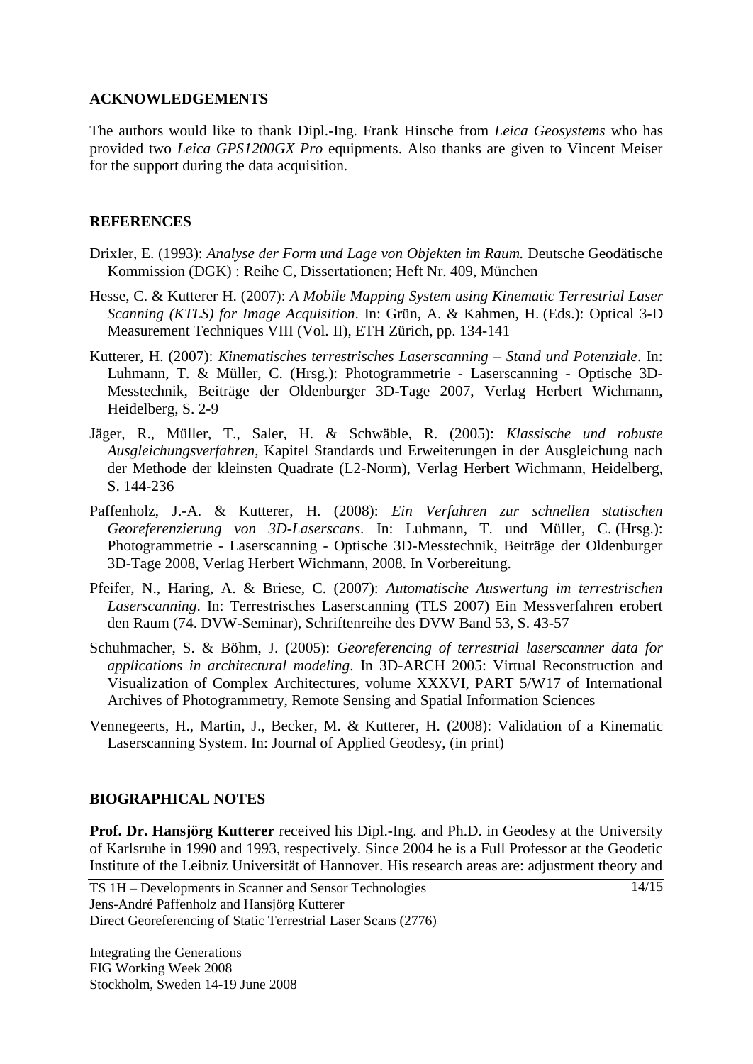## ACKNOWLEDGEMENTS

The authors would like to thank Dipl.-Ing. Frank Hinsche from *Leica Geosystems* who has provided two *Leica GPS1200GX Pro* equipments. Also thanks are given to Vincent Meiser for the support during the data acquisition.

## REFERENCES

Drixler, E. (1993): *Analyse der Form und Lage von Objekten im Raum.* Deutsche Geodätische Kommission (DGK) : Reihe C, Dissertationen; Heft Nr. 409, München

Hesse, C. & Kutterer H. (2007): *A Mobile Mapping System using Kinematic Terrestrial Laser Scanning (KTLS) for Image Acquisition*. In: Grün, A. & Kahmen, H. (Eds.): Optical 3-D Measurement Techniques VIII (Vol. II), ETH Zürich, pp. 134-141

Kutterer, H. (2007): *Kinematisches terrestrisches Laserscanning – Stand und Potenziale*. In: Luhmann, T. & Müller, C. (Hrsg.): Photogrammetrie - Laserscanning - Optische 3D-Messtechnik, Beiträge der Oldenburger 3D-Tage 2007, Verlag Herbert Wichmann, Heidelberg, S. 2-9

Jäger, R., Müller, T., Saler, H. & Schwäble, R. (2005): *Klassische und robuste Ausgleichungsverfahren*, Kapitel Standards und Erweiterungen in der Ausgleichung nach der Methode der kleinsten Quadrate (L2-Norm), Verlag Herbert Wichmann, Heidelberg, S. 144-236

Paffenholz, J.-A. & Kutterer, H. (2008): *Ein Verfahren zur schnellen statischen Georeferenzierung von 3D-Laserscans*. In: Luhmann, T. und Müller, C. (Hrsg.): Photogrammetrie - Laserscanning - Optische 3D-Messtechnik, Beiträge der Oldenburger 3D-Tage 2008, Verlag Herbert Wichmann, 2008. In Vorbereitung.

Pfeifer, N., Haring, A. & Briese, C. (2007): *Automatische Auswertung im terrestrischen Laserscanning*. In: Terrestrisches Laserscanning (TLS 2007) Ein Messverfahren erobert den Raum (74. DVW-Seminar), Schriftenreihe des DVW Band 53, S. 43-57

Schuhmacher, S. & Böhm, J. (2005): *Georeferencing of terrestrial laserscanner data for applications in architectural modeling*. In 3D-ARCH 2005: Virtual Reconstruction and Visualization of Complex Architectures, volume XXXVI, PART 5/W17 of International Archives of Photogrammetry, Remote Sensing and Spatial Information Sciences

Vennegeerts, H., Martin, J., Becker, M. & Kutterer, H. (2008): Validation of a Kinematic Laserscanning System. In: Journal of Applied Geodesy, (in print)

## BIOGRAPHICAL NOTES

**Prof. Dr. Hansjörg Kutterer** received his Dipl.-Ing. and Ph.D. in Geodesy at the University of Karlsruhe in 1990 and 1993, respectively. Since 2004 he is a Full Professor at the Geodetic Institute of the Leibniz Universität of Hannover. His research areas are: adjustment theory and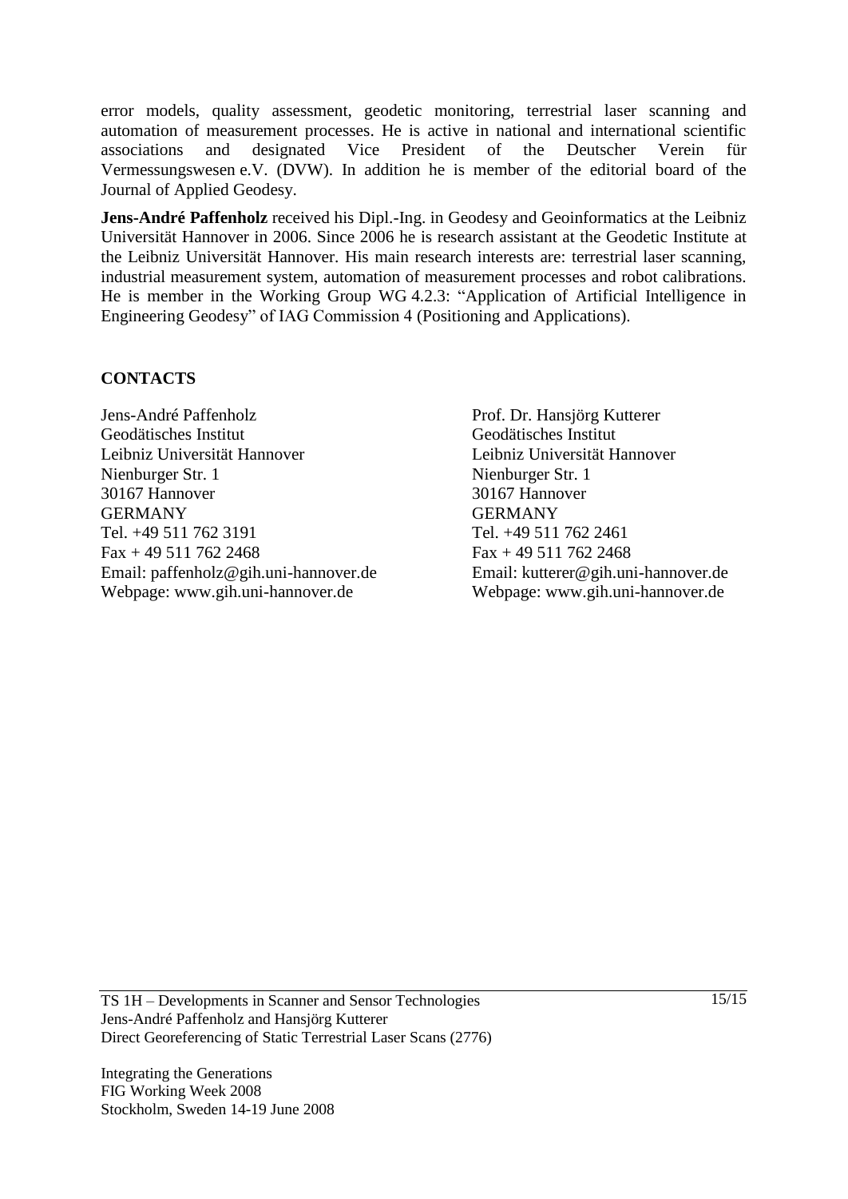error models, quality assessment, geodetic monitoring, terrestrial laser scanning and automation of measurement processes. He is active in national and international scientific associations and designated Vice President of the Deutscher Verein für Vermessungswesen e.V. (DVW). In addition he is member of the editorial board of the Journal of Applied Geodesy.

**Jens-André Paffenholz** received his Dipl.-Ing. in Geodesy and Geoinformatics at the Leibniz Universität Hannover in 2006. Since 2006 he is research assistant at the Geodetic Institute at the Leibniz Universität Hannover. His main research interests are: terrestrial laser scanning, industrial measurement system, automation of measurement processes and robot calibrations. He is member in the Working Group WG 4.2.3: "Application of Artificial Intelligence in Engineering Geodesy" of IAG Commission 4 (Positioning and Applications).

## CONTACTS

Jens-André Paffenholz
Geodätisches Institut
Leibniz Universität Hannover
Nienburger Str. 1
30167 Hannover
GERMANY
Tel. +49 511 762 3191
Fax + 49 511 762 2468
Email: paffenholz@gih.uni-hannover.de
Webpage: www.gih.uni-hannover.de

Prof. Dr. Hansjörg Kutterer
Geodätisches Institut
Leibniz Universität Hannover
Nienburger Str. 1
30167 Hannover
GERMANY
Tel. +49 511 762 2461
Fax + 49 511 762 2468
Email: kutterer@gih.uni-hannover.de
Webpage: www.gih.uni-hannover.de